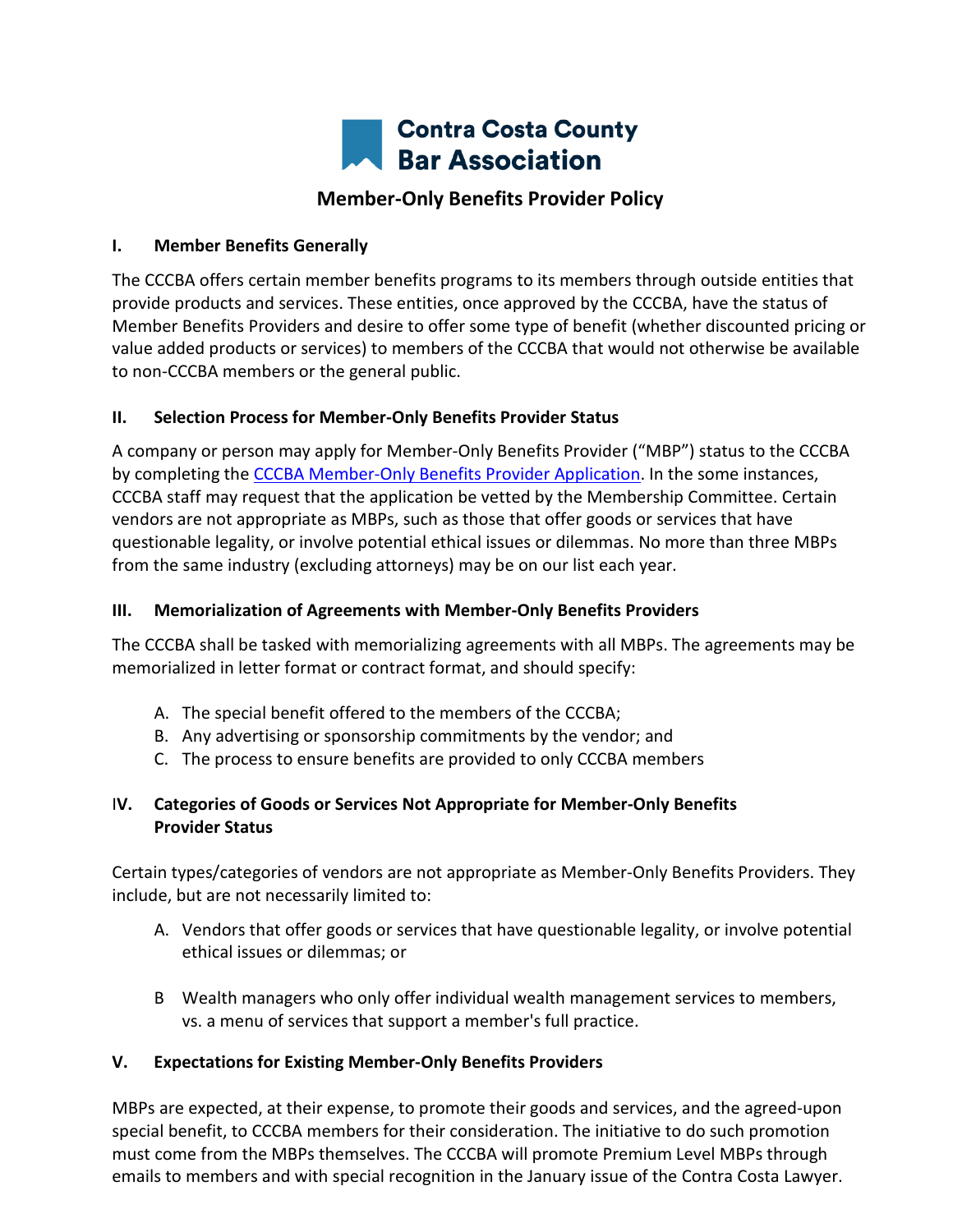# Contra Costa County Bar Association

## Member-Only Benefits Provider Policy

### I. Member Benefits Generally

The CCCBA offers certain member benefits programs to its members through outside entities that provide products and services. These entities, once approved by the CCCBA, have the status of Member Benefits Providers and desire to offer some type of benefit (whether discounted pricing or value added products or services) to members of the CCCBA that would not otherwise be available to non-CCCBA members or the general public.

### II. Selection Process for Member-Only Benefits Provider Status

A company or person may apply for Member-Only Benefits Provider ("MBP") status to the CCCBA by completing the [CCCBA Member-Only Benefits Provider Application](). In the some instances, CCCBA staff may request that the application be vetted by the Membership Committee. Certain vendors are not appropriate as MBPs, such as those that offer goods or services that have questionable legality, or involve potential ethical issues or dilemmas. No more than three MBPs from the same industry (excluding attorneys) may be on our list each year.

### III. Memorialization of Agreements with Member-Only Benefits Providers

The CCCBA shall be tasked with memorializing agreements with all MBPs. The agreements may be memorialized in letter format or contract format, and should specify:

A. The special benefit offered to the members of the CCCBA;
B. Any advertising or sponsorship commitments by the vendor; and
C. The process to ensure benefits are provided to only CCCBA members

### IV. Categories of Goods or Services Not Appropriate for Member-Only Benefits Provider Status

Certain types/categories of vendors are not appropriate as Member-Only Benefits Providers. They include, but are not necessarily limited to:

A. Vendors that offer goods or services that have questionable legality, or involve potential ethical issues or dilemmas; or

B Wealth managers who only offer individual wealth management services to members, vs. a menu of services that support a member's full practice.

### V. Expectations for Existing Member-Only Benefits Providers

MBPs are expected, at their expense, to promote their goods and services, and the agreed-upon special benefit, to CCCBA members for their consideration. The initiative to do such promotion must come from the MBPs themselves. The CCCBA will promote Premium Level MBPs through emails to members and with special recognition in the January issue of the Contra Costa Lawyer.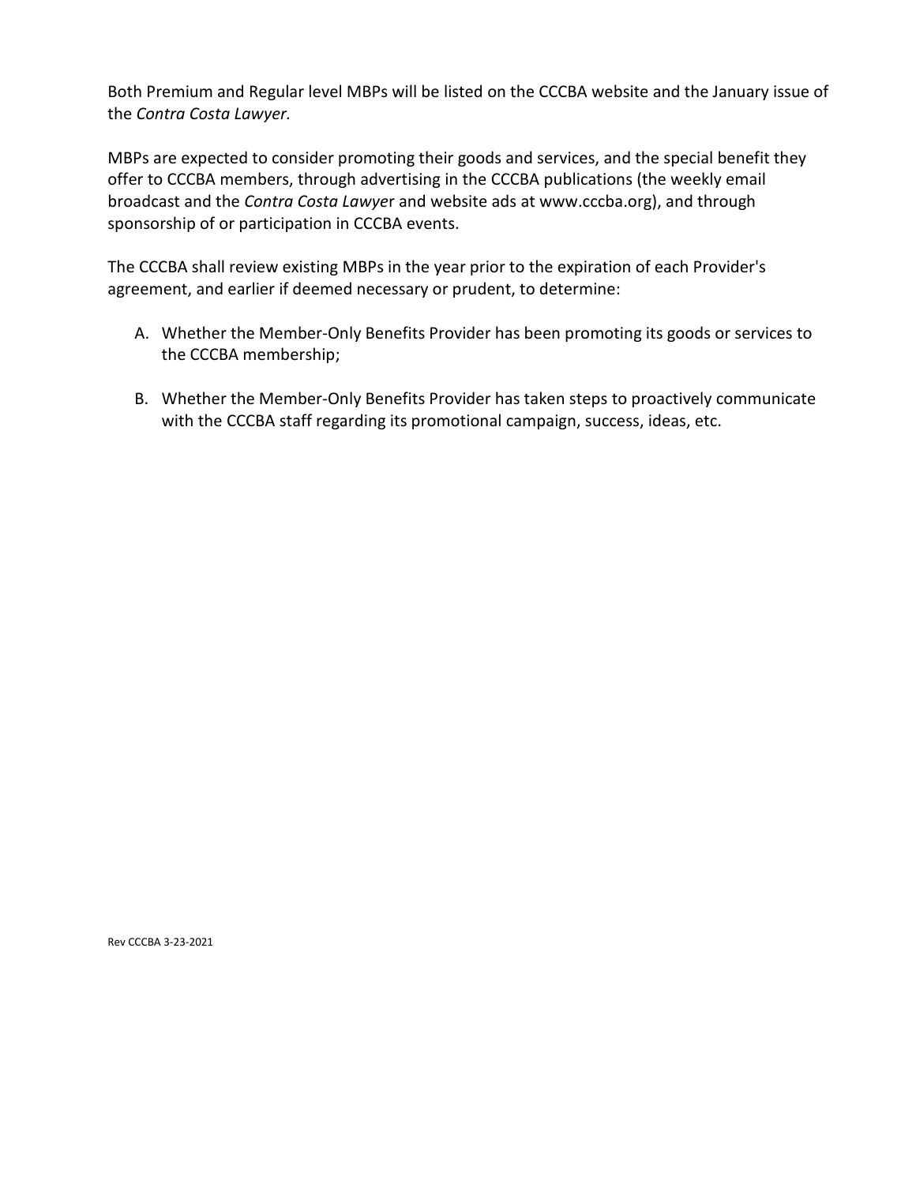Both Premium and Regular level MBPs will be listed on the CCCBA website and the January issue of the *Contra Costa Lawyer.*

MBPs are expected to consider promoting their goods and services, and the special benefit they offer to CCCBA members, through advertising in the CCCBA publications (the weekly email broadcast and the *Contra Costa Lawyer* and website ads at www.cccba.org), and through sponsorship of or participation in CCCBA events.

The CCCBA shall review existing MBPs in the year prior to the expiration of each Provider's agreement, and earlier if deemed necessary or prudent, to determine:

A. Whether the Member-Only Benefits Provider has been promoting its goods or services to the CCCBA membership;

B. Whether the Member-Only Benefits Provider has taken steps to proactively communicate with the CCCBA staff regarding its promotional campaign, success, ideas, etc.

Rev CCCBA 3-23-2021